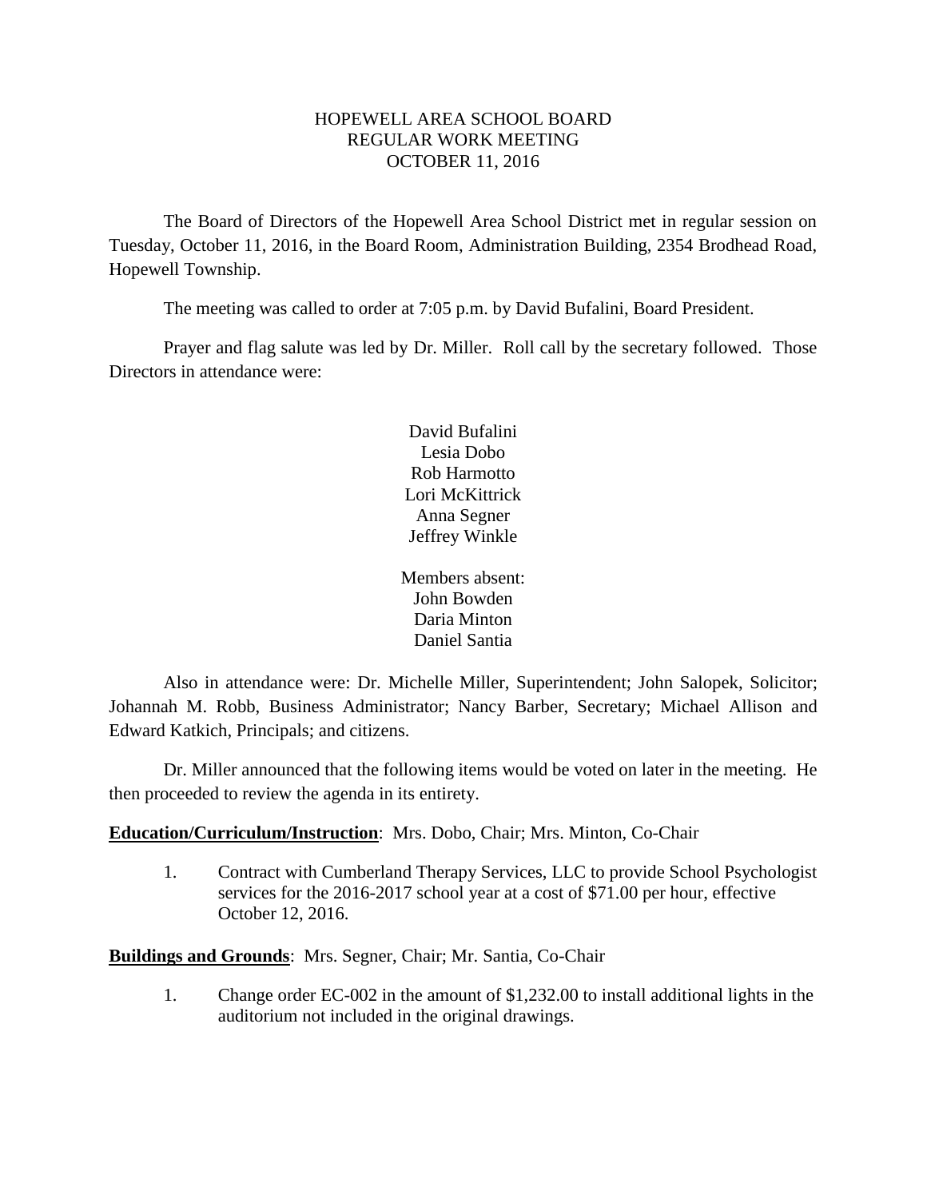# HOPEWELL AREA SCHOOL BOARD
## REGULAR WORK MEETING
## OCTOBER 11, 2016

The Board of Directors of the Hopewell Area School District met in regular session on Tuesday, October 11, 2016, in the Board Room, Administration Building, 2354 Brodhead Road, Hopewell Township.

The meeting was called to order at 7:05 p.m. by David Bufalini, Board President.

Prayer and flag salute was led by Dr. Miller. Roll call by the secretary followed. Those Directors in attendance were:

David Bufalini
Lesia Dobo
Rob Harmotto
Lori McKittrick
Anna Segner
Jeffrey Winkle

Members absent:
John Bowden
Daria Minton
Daniel Santia

Also in attendance were: Dr. Michelle Miller, Superintendent; John Salopek, Solicitor; Johannah M. Robb, Business Administrator; Nancy Barber, Secretary; Michael Allison and Edward Katkich, Principals; and citizens.

Dr. Miller announced that the following items would be voted on later in the meeting. He then proceeded to review the agenda in its entirety.

**Education/Curriculum/Instruction**: Mrs. Dobo, Chair; Mrs. Minton, Co-Chair

1. Contract with Cumberland Therapy Services, LLC to provide School Psychologist services for the 2016-2017 school year at a cost of $71.00 per hour, effective October 12, 2016.

**Buildings and Grounds**: Mrs. Segner, Chair; Mr. Santia, Co-Chair

1. Change order EC-002 in the amount of $1,232.00 to install additional lights in the auditorium not included in the original drawings.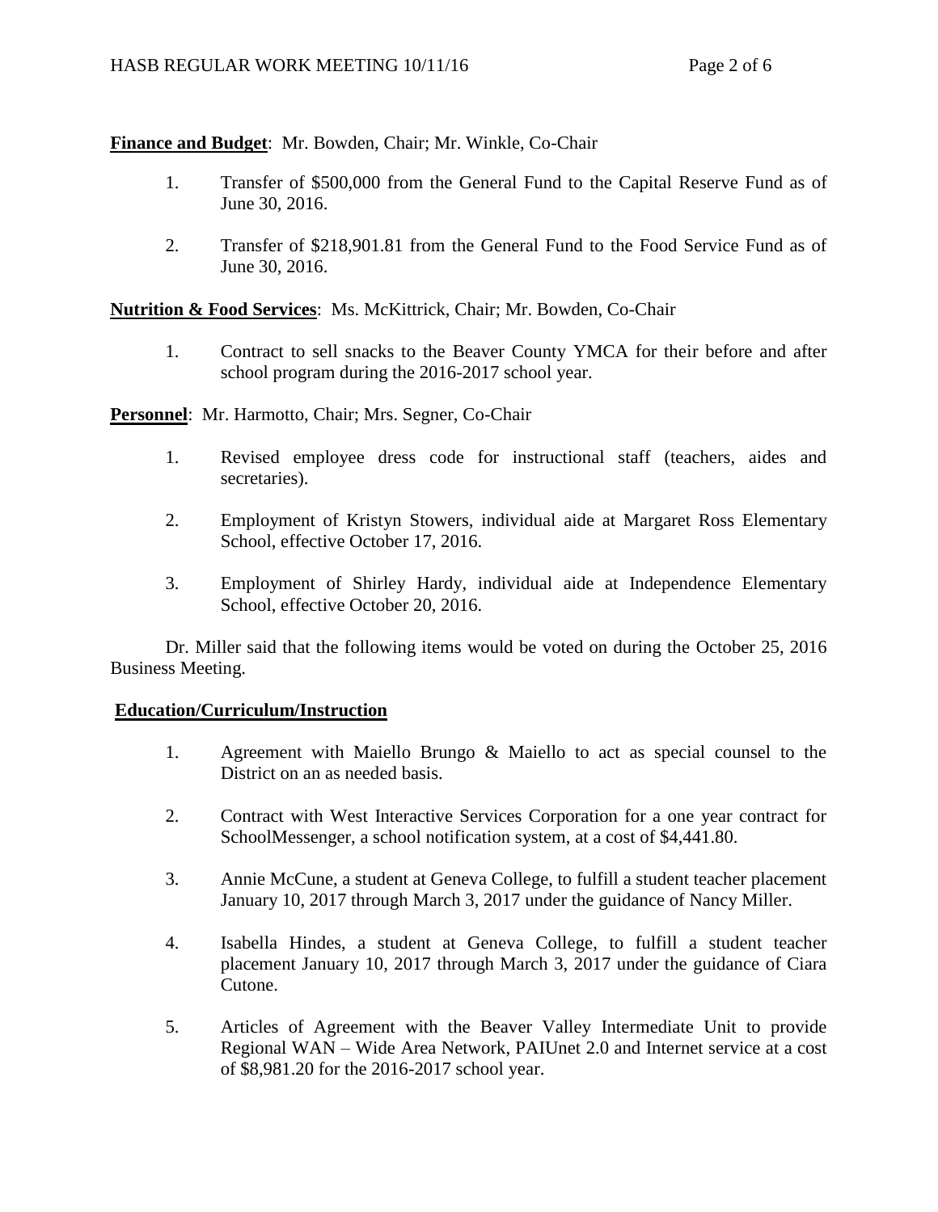**Finance and Budget**: Mr. Bowden, Chair; Mr. Winkle, Co-Chair

1. Transfer of $500,000 from the General Fund to the Capital Reserve Fund as of June 30, 2016.

2. Transfer of $218,901.81 from the General Fund to the Food Service Fund as of June 30, 2016.

**Nutrition & Food Services**: Ms. McKittrick, Chair; Mr. Bowden, Co-Chair

1. Contract to sell snacks to the Beaver County YMCA for their before and after school program during the 2016-2017 school year.

**Personnel**: Mr. Harmotto, Chair; Mrs. Segner, Co-Chair

1. Revised employee dress code for instructional staff (teachers, aides and secretaries).

2. Employment of Kristyn Stowers, individual aide at Margaret Ross Elementary School, effective October 17, 2016.

3. Employment of Shirley Hardy, individual aide at Independence Elementary School, effective October 20, 2016.

Dr. Miller said that the following items would be voted on during the October 25, 2016 Business Meeting.

**Education/Curriculum/Instruction**

1. Agreement with Maiello Brungo & Maiello to act as special counsel to the District on an as needed basis.

2. Contract with West Interactive Services Corporation for a one year contract for SchoolMessenger, a school notification system, at a cost of $4,441.80.

3. Annie McCune, a student at Geneva College, to fulfill a student teacher placement January 10, 2017 through March 3, 2017 under the guidance of Nancy Miller.

4. Isabella Hindes, a student at Geneva College, to fulfill a student teacher placement January 10, 2017 through March 3, 2017 under the guidance of Ciara Cutone.

5. Articles of Agreement with the Beaver Valley Intermediate Unit to provide Regional WAN – Wide Area Network, PAIUnet 2.0 and Internet service at a cost of $8,981.20 for the 2016-2017 school year.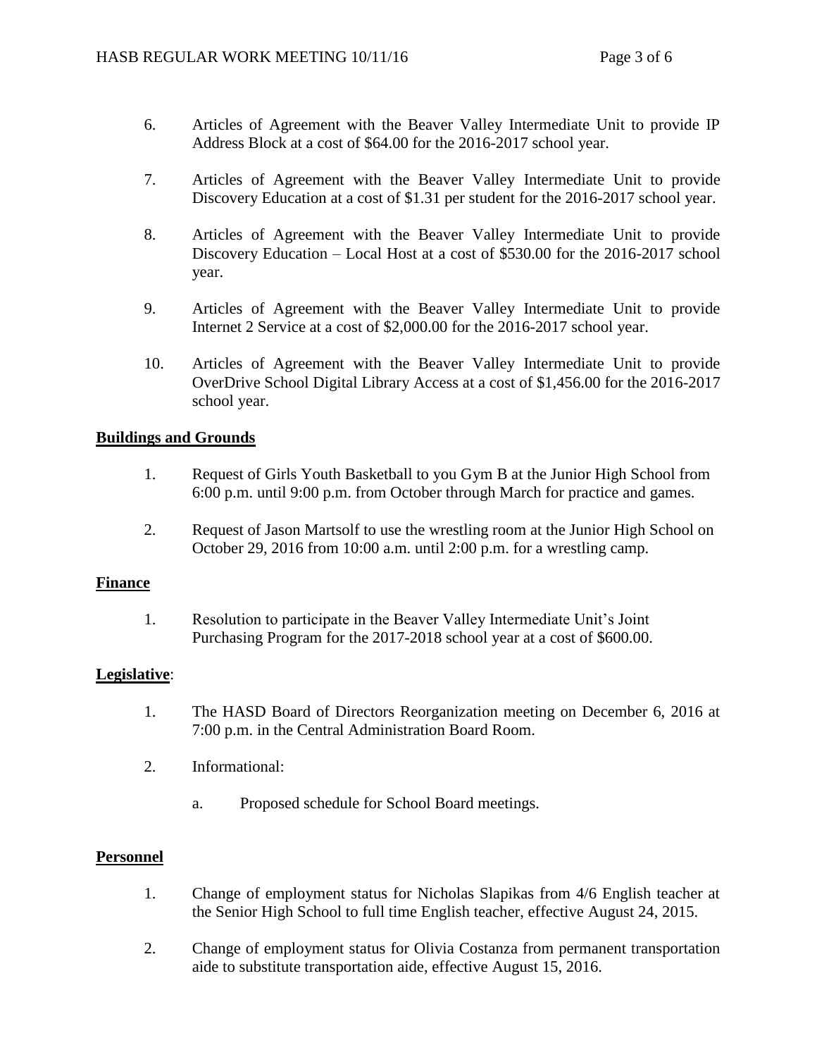6. Articles of Agreement with the Beaver Valley Intermediate Unit to provide IP Address Block at a cost of $64.00 for the 2016-2017 school year.

7. Articles of Agreement with the Beaver Valley Intermediate Unit to provide Discovery Education at a cost of $1.31 per student for the 2016-2017 school year.

8. Articles of Agreement with the Beaver Valley Intermediate Unit to provide Discovery Education – Local Host at a cost of $530.00 for the 2016-2017 school year.

9. Articles of Agreement with the Beaver Valley Intermediate Unit to provide Internet 2 Service at a cost of $2,000.00 for the 2016-2017 school year.

10. Articles of Agreement with the Beaver Valley Intermediate Unit to provide OverDrive School Digital Library Access at a cost of $1,456.00 for the 2016-2017 school year.

**Buildings and Grounds**

1. Request of Girls Youth Basketball to you Gym B at the Junior High School from 6:00 p.m. until 9:00 p.m. from October through March for practice and games.

2. Request of Jason Martsolf to use the wrestling room at the Junior High School on October 29, 2016 from 10:00 a.m. until 2:00 p.m. for a wrestling camp.

**Finance**

1. Resolution to participate in the Beaver Valley Intermediate Unit's Joint Purchasing Program for the 2017-2018 school year at a cost of $600.00.

**Legislative**:

1. The HASD Board of Directors Reorganization meeting on December 6, 2016 at 7:00 p.m. in the Central Administration Board Room.

2. Informational:

   a. Proposed schedule for School Board meetings.

**Personnel**

1. Change of employment status for Nicholas Slapikas from 4/6 English teacher at the Senior High School to full time English teacher, effective August 24, 2015.

2. Change of employment status for Olivia Costanza from permanent transportation aide to substitute transportation aide, effective August 15, 2016.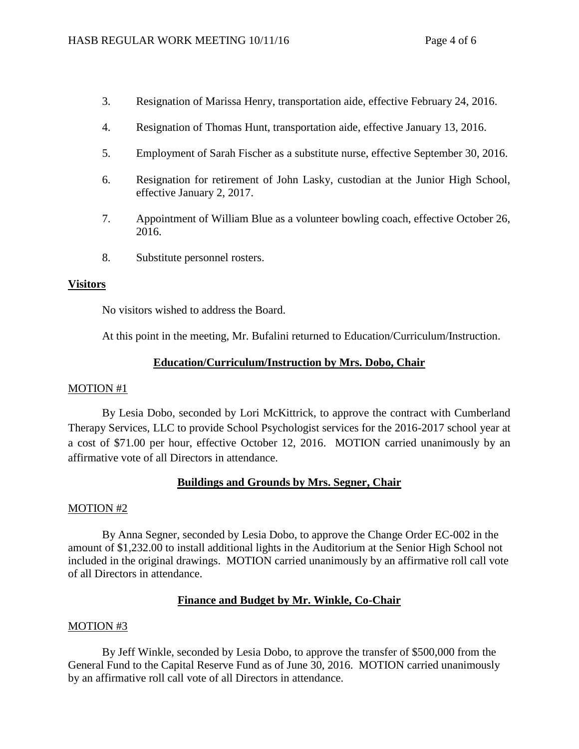3. Resignation of Marissa Henry, transportation aide, effective February 24, 2016.

4. Resignation of Thomas Hunt, transportation aide, effective January 13, 2016.

5. Employment of Sarah Fischer as a substitute nurse, effective September 30, 2016.

6. Resignation for retirement of John Lasky, custodian at the Junior High School, effective January 2, 2017.

7. Appointment of William Blue as a volunteer bowling coach, effective October 26, 2016.

8. Substitute personnel rosters.

**Visitors**

No visitors wished to address the Board.

At this point in the meeting, Mr. Bufalini returned to Education/Curriculum/Instruction.

**Education/Curriculum/Instruction by Mrs. Dobo, Chair**

MOTION #1

By Lesia Dobo, seconded by Lori McKittrick, to approve the contract with Cumberland Therapy Services, LLC to provide School Psychologist services for the 2016-2017 school year at a cost of $71.00 per hour, effective October 12, 2016. MOTION carried unanimously by an affirmative vote of all Directors in attendance.

**Buildings and Grounds by Mrs. Segner, Chair**

MOTION #2

By Anna Segner, seconded by Lesia Dobo, to approve the Change Order EC-002 in the amount of $1,232.00 to install additional lights in the Auditorium at the Senior High School not included in the original drawings. MOTION carried unanimously by an affirmative roll call vote of all Directors in attendance.

**Finance and Budget by Mr. Winkle, Co-Chair**

MOTION #3

By Jeff Winkle, seconded by Lesia Dobo, to approve the transfer of $500,000 from the General Fund to the Capital Reserve Fund as of June 30, 2016. MOTION carried unanimously by an affirmative roll call vote of all Directors in attendance.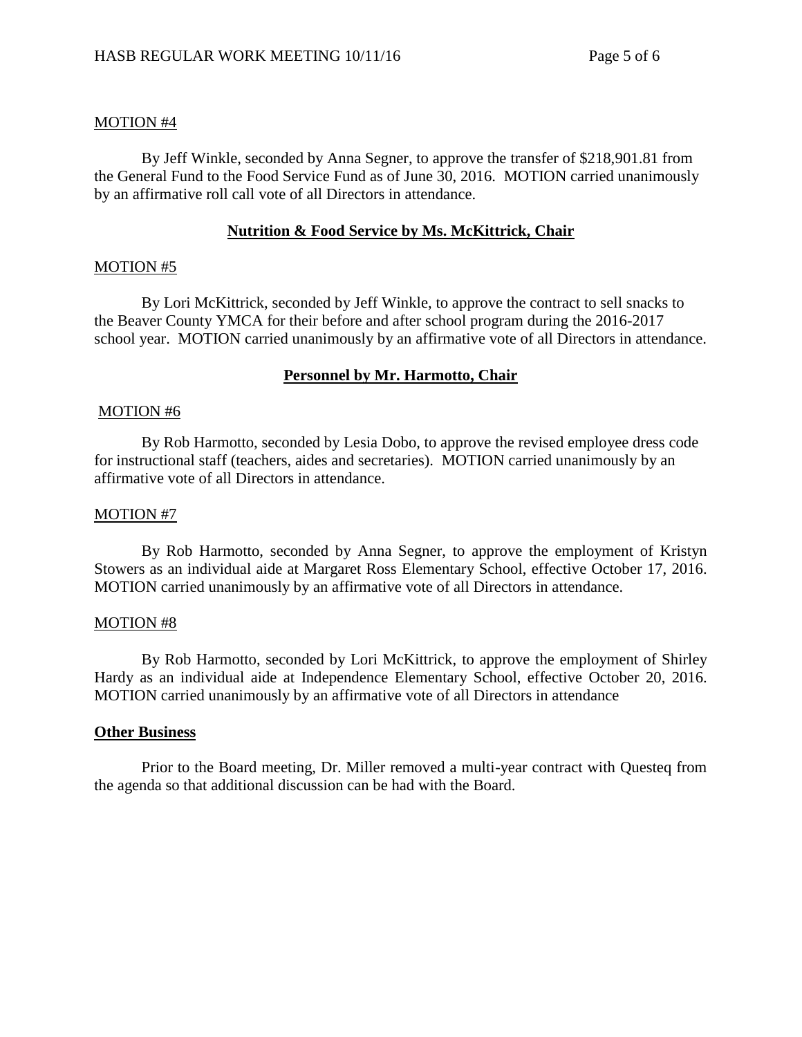MOTION #4

By Jeff Winkle, seconded by Anna Segner, to approve the transfer of $218,901.81 from the General Fund to the Food Service Fund as of June 30, 2016. MOTION carried unanimously by an affirmative roll call vote of all Directors in attendance.

## Nutrition & Food Service by Ms. McKittrick, Chair

MOTION #5

By Lori McKittrick, seconded by Jeff Winkle, to approve the contract to sell snacks to the Beaver County YMCA for their before and after school program during the 2016-2017 school year. MOTION carried unanimously by an affirmative vote of all Directors in attendance.

## Personnel by Mr. Harmotto, Chair

MOTION #6

By Rob Harmotto, seconded by Lesia Dobo, to approve the revised employee dress code for instructional staff (teachers, aides and secretaries). MOTION carried unanimously by an affirmative vote of all Directors in attendance.

MOTION #7

By Rob Harmotto, seconded by Anna Segner, to approve the employment of Kristyn Stowers as an individual aide at Margaret Ross Elementary School, effective October 17, 2016. MOTION carried unanimously by an affirmative vote of all Directors in attendance.

MOTION #8

By Rob Harmotto, seconded by Lori McKittrick, to approve the employment of Shirley Hardy as an individual aide at Independence Elementary School, effective October 20, 2016. MOTION carried unanimously by an affirmative vote of all Directors in attendance

## Other Business

Prior to the Board meeting, Dr. Miller removed a multi-year contract with Questeq from the agenda so that additional discussion can be had with the Board.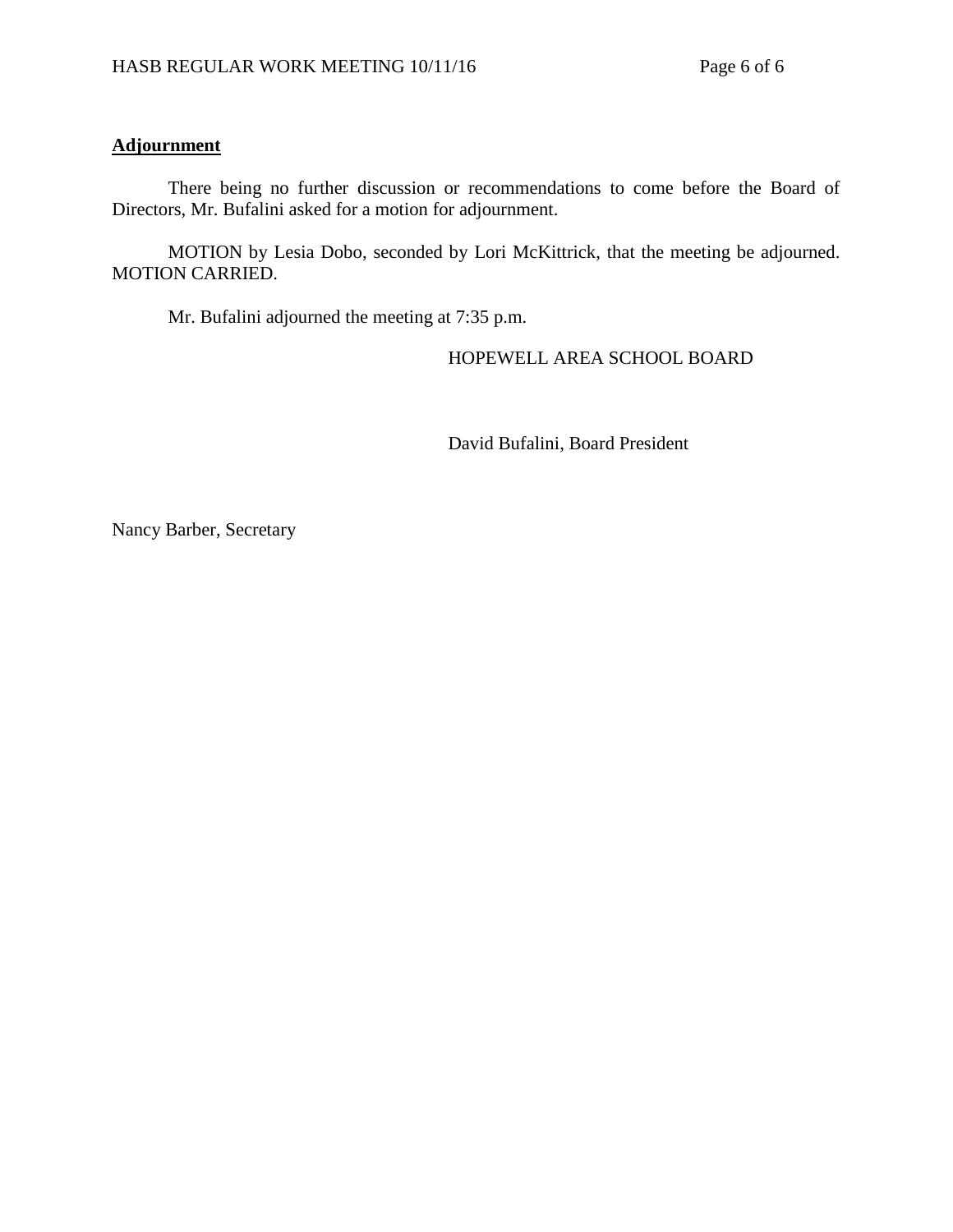**Adjournment**

There being no further discussion or recommendations to come before the Board of Directors, Mr. Bufalini asked for a motion for adjournment.

MOTION by Lesia Dobo, seconded by Lori McKittrick, that the meeting be adjourned. MOTION CARRIED.

Mr. Bufalini adjourned the meeting at 7:35 p.m.

HOPEWELL AREA SCHOOL BOARD

David Bufalini, Board President

Nancy Barber, Secretary